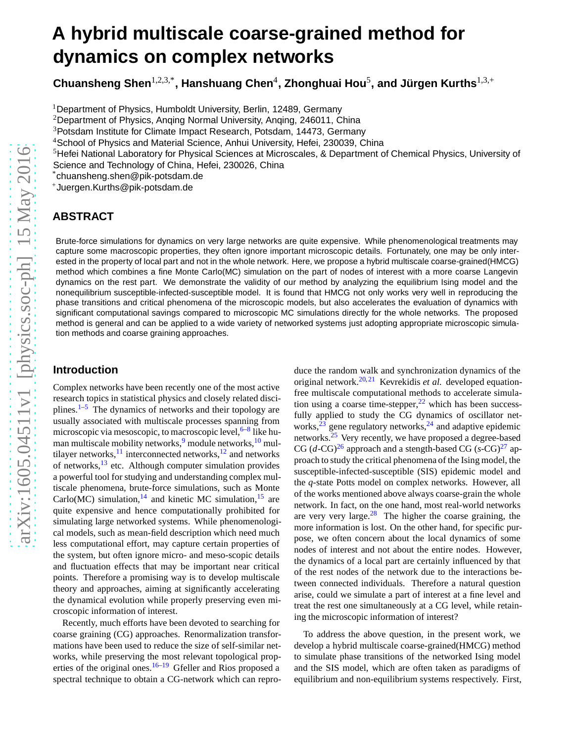# A hybrid multiscale coarse-grained method for dynamics on complex networks

**Chuansheng Shen**[1,2,3,*], **Hanshuang Chen**[4], **Zhonghuai Hou**[5], **and Jürgen Kurths**[1,3,+]

[1]Department of Physics, Humboldt University, Berlin, 12489, Germany
[2]Department of Physics, Anqing Normal University, Anqing, 246011, China
[3]Potsdam Institute for Climate Impact Research, Potsdam, 14473, Germany
[4]School of Physics and Material Science, Anhui University, Hefei, 230039, China
[5]Hefei National Laboratory for Physical Sciences at Microscales, & Department of Chemical Physics, University of Science and Technology of China, Hefei, 230026, China
[*]chuansheng.shen@pik-potsdam.de
[+]Juergen.Kurths@pik-potsdam.de

## ABSTRACT

Brute-force simulations for dynamics on very large networks are quite expensive. While phenomenological treatments may capture some macroscopic properties, they often ignore important microscopic details. Fortunately, one may be only interested in the property of local part and not in the whole network. Here, we propose a hybrid multiscale coarse-grained(HMCG) method which combines a fine Monte Carlo(MC) simulation on the part of nodes of interest with a more coarse Langevin dynamics on the rest part. We demonstrate the validity of our method by analyzing the equilibrium Ising model and the nonequilibrium susceptible-infected-susceptible model. It is found that HMCG not only works very well in reproducing the phase transitions and critical phenomena of the microscopic models, but also accelerates the evaluation of dynamics with significant computational savings compared to microscopic MC simulations directly for the whole networks. The proposed method is general and can be applied to a wide variety of networked systems just adopting appropriate microscopic simulation methods and coarse graining approaches.

## Introduction

Complex networks have been recently one of the most active research topics in statistical physics and closely related disciplines.[1–5] The dynamics of networks and their topology are usually associated with multiscale processes spanning from microscopic via mesoscopic, to macroscopic level,[6–8] like human multiscale mobility networks,[9] module networks,[10] multilayer networks,[11] interconnected networks,[12] and networks of networks,[13] etc. Although computer simulation provides a powerful tool for studying and understanding complex multiscale phenomena, brute-force simulations, such as Monte Carlo(MC) simulation,[14] and kinetic MC simulation,[15] are quite expensive and hence computationally prohibited for simulating large networked systems. While phenomenological models, such as mean-field description which need much less computational effort, may capture certain properties of the system, but often ignore micro- and meso-scopic details and fluctuation effects that may be important near critical points. Therefore a promising way is to develop multiscale theory and approaches, aiming at significantly accelerating the dynamical evolution while properly preserving even microscopic information of interest.

Recently, much efforts have been devoted to searching for coarse graining (CG) approaches. Renormalization transformations have been used to reduce the size of self-similar networks, while preserving the most relevant topological properties of the original ones.[16–19] Gfeller and Rios proposed a spectral technique to obtain a CG-network which can reproduce the random walk and synchronization dynamics of the original network.[20,21] Kevrekidis *et al.* developed equation-free multiscale computational methods to accelerate simulation using a coarse time-stepper,[22] which has been successfully applied to study the CG dynamics of oscillator networks,[23] gene regulatory networks,[24] and adaptive epidemic networks.[25] Very recently, we have proposed a degree-based CG ($d$-CG)[26] approach and a stength-based CG ($s$-CG)[27] approach to study the critical phenomena of the Ising model, the susceptible-infected-susceptible (SIS) epidemic model and the $q$-state Potts model on complex networks. However, all of the works mentioned above always coarse-grain the whole network. In fact, on the one hand, most real-world networks are very very large.[28] The higher the coarse graining, the more information is lost. On the other hand, for specific purpose, we often concern about the local dynamics of some nodes of interest and not about the entire nodes. However, the dynamics of a local part are certainly influenced by that of the rest nodes of the network due to the interactions between connected individuals. Therefore a natural question arise, could we simulate a part of interest at a fine level and treat the rest one simultaneously at a CG level, while retaining the microscopic information of interest?

To address the above question, in the present work, we develop a hybrid multiscale coarse-grained(HMCG) method to simulate phase transitions of the networked Ising model and the SIS model, which are often taken as paradigms of equilibrium and non-equilibrium systems respectively. First,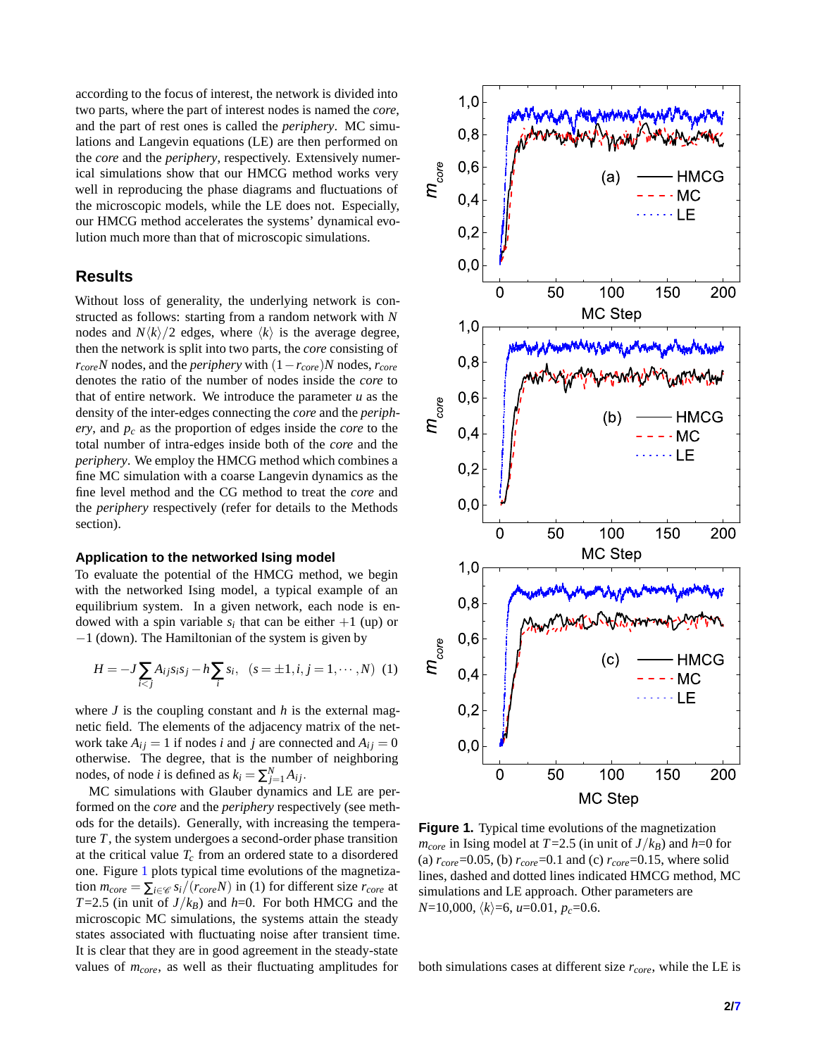according to the focus of interest, the network is divided into two parts, where the part of interest nodes is named the *core*, and the part of rest ones is called the *periphery*. MC simulations and Langevin equations (LE) are then performed on the *core* and the *periphery*, respectively. Extensively numerical simulations show that our HMCG method works very well in reproducing the phase diagrams and fluctuations of the microscopic models, while the LE does not. Especially, our HMCG method accelerates the systems' dynamical evolution much more than that of microscopic simulations.

## Results

Without loss of generality, the underlying network is constructed as follows: starting from a random network with $N$ nodes and $N\langle k\rangle/2$ edges, where $\langle k\rangle$ is the average degree, then the network is split into two parts, the *core* consisting of $r_{core}N$ nodes, and the *periphery* with $(1-r_{core})N$ nodes, $r_{core}$ denotes the ratio of the number of nodes inside the *core* to that of entire network. We introduce the parameter $u$ as the density of the inter-edges connecting the *core* and the *periphery*, and $p_c$ as the proportion of edges inside the *core* to the total number of intra-edges inside both of the *core* and the *periphery*. We employ the HMCG method which combines a fine MC simulation with a coarse Langevin dynamics as the fine level method and the CG method to treat the *core* and the *periphery* respectively (refer for details to the Methods section).

### Application to the networked Ising model

To evaluate the potential of the HMCG method, we begin with the networked Ising model, a typical example of an equilibrium system. In a given network, each node is endowed with a spin variable $s_i$ that can be either $+1$ (up) or $-1$ (down). The Hamiltonian of the system is given by

$$H = -J\sum_{i<j} A_{ij}s_is_j - h\sum_i s_i, \quad (s=\pm 1, i, j = 1,\cdots,N) \quad (1)$$

where $J$ is the coupling constant and $h$ is the external magnetic field. The elements of the adjacency matrix of the network take $A_{ij}=1$ if nodes $i$ and $j$ are connected and $A_{ij}=0$ otherwise. The degree, that is the number of neighboring nodes, of node $i$ is defined as $k_i=\sum_{j=1}^{N}A_{ij}$.

MC simulations with Glauber dynamics and LE are performed on the *core* and the *periphery* respectively (see methods for the details). Generally, with increasing the temperature $T$, the system undergoes a second-order phase transition at the critical value $T_c$ from an ordered state to a disordered one. Figure 1 plots typical time evolutions of the magnetization $m_{core}=\sum_{i\in\mathscr{C}}s_i/(r_{core}N)$ in (1) for different size $r_{core}$ at $T$=2.5 (in unit of $J/k_B$) and $h$=0. For both HMCG and the microscopic MC simulations, the systems attain the steady states associated with fluctuating noise after transient time. It is clear that they are in good agreement in the steady-state values of $m_{core}$, as well as their fluctuating amplitudes for both simulations cases at different size $r_{core}$, while the LE is

**Figure 1.** Typical time evolutions of the magnetization $m_{core}$ in Ising model at $T$=2.5 (in unit of $J/k_B$) and $h$=0 for (a) $r_{core}$=0.05, (b) $r_{core}$=0.1 and (c) $r_{core}$=0.15, where solid lines, dashed and dotted lines indicated HMCG method, MC simulations and LE approach. Other parameters are $N$=10,000, $\langle k\rangle$=6, $u$=0.01, $p_c$=0.6.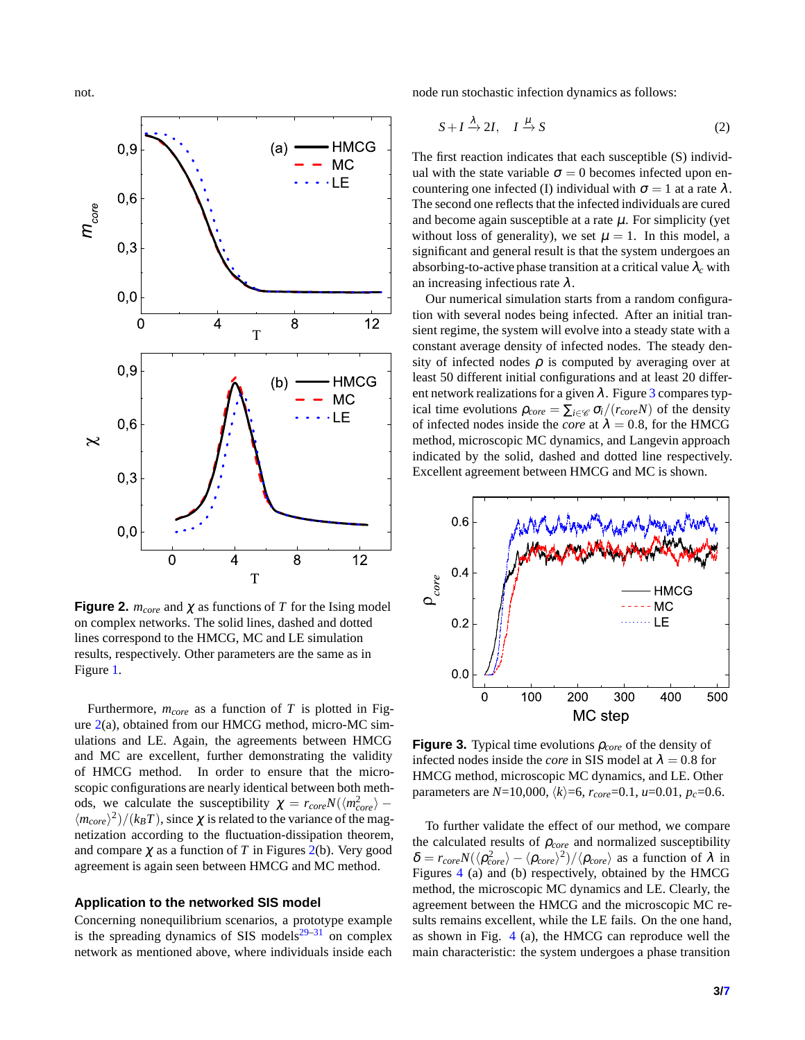not.

**Figure 2.** $m_{core}$ and $\chi$ as functions of $T$ for the Ising model on complex networks. The solid lines, dashed and dotted lines correspond to the HMCG, MC and LE simulation results, respectively. Other parameters are the same as in Figure 1.

Furthermore, $m_{core}$ as a function of $T$ is plotted in Figure 2(a), obtained from our HMCG method, micro-MC simulations and LE. Again, the agreements between HMCG and MC are excellent, further demonstrating the validity of HMCG method. In order to ensure that the microscopic configurations are nearly identical between both methods, we calculate the susceptibility $\chi = r_{core}N(\langle m_{core}^2\rangle - \langle m_{core}\rangle^2)/(k_B T)$, since $\chi$ is related to the variance of the magnetization according to the fluctuation-dissipation theorem, and compare $\chi$ as a function of $T$ in Figures 2(b). Very good agreement is again seen between HMCG and MC method.

### Application to the networked SIS model

Concerning nonequilibrium scenarios, a prototype example is the spreading dynamics of SIS models[29–31] on complex network as mentioned above, where individuals inside each node run stochastic infection dynamics as follows:

$$S + I \xrightarrow{\lambda} 2I, \quad I \xrightarrow{\mu} S \tag{2}$$

The first reaction indicates that each susceptible (S) individual with the state variable $\sigma = 0$ becomes infected upon encountering one infected (I) individual with $\sigma = 1$ at a rate $\lambda$. The second one reflects that the infected individuals are cured and become again susceptible at a rate $\mu$. For simplicity (yet without loss of generality), we set $\mu = 1$. In this model, a significant and general result is that the system undergoes an absorbing-to-active phase transition at a critical value $\lambda_c$ with an increasing infectious rate $\lambda$.

Our numerical simulation starts from a random configuration with several nodes being infected. After an initial transient regime, the system will evolve into a steady state with a constant average density of infected nodes. The steady density of infected nodes $\rho$ is computed by averaging over at least 50 different initial configurations and at least 20 different network realizations for a given $\lambda$. Figure 3 compares typical time evolutions $\rho_{core} = \sum_{i\in\mathscr{C}} \sigma_i/(r_{core}N)$ of the density of infected nodes inside the *core* at $\lambda = 0.8$, for the HMCG method, microscopic MC dynamics, and Langevin approach indicated by the solid, dashed and dotted line respectively. Excellent agreement between HMCG and MC is shown.

**Figure 3.** Typical time evolutions $\rho_{core}$ of the density of infected nodes inside the *core* in SIS model at $\lambda = 0.8$ for HMCG method, microscopic MC dynamics, and LE. Other parameters are $N$=10,000, $\langle k\rangle$=6, $r_{core}$=0.1, $u$=0.01, $p_c$=0.6.

To further validate the effect of our method, we compare the calculated results of $\rho_{core}$ and normalized susceptibility $\delta = r_{core}N(\langle \rho_{core}^2\rangle - \langle \rho_{core}\rangle^2)/\langle \rho_{core}\rangle$ as a function of $\lambda$ in Figures 4 (a) and (b) respectively, obtained by the HMCG method, the microscopic MC dynamics and LE. Clearly, the agreement between the HMCG and the microscopic MC results remains excellent, while the LE fails. On the one hand, as shown in Fig. 4 (a), the HMCG can reproduce well the main characteristic: the system undergoes a phase transition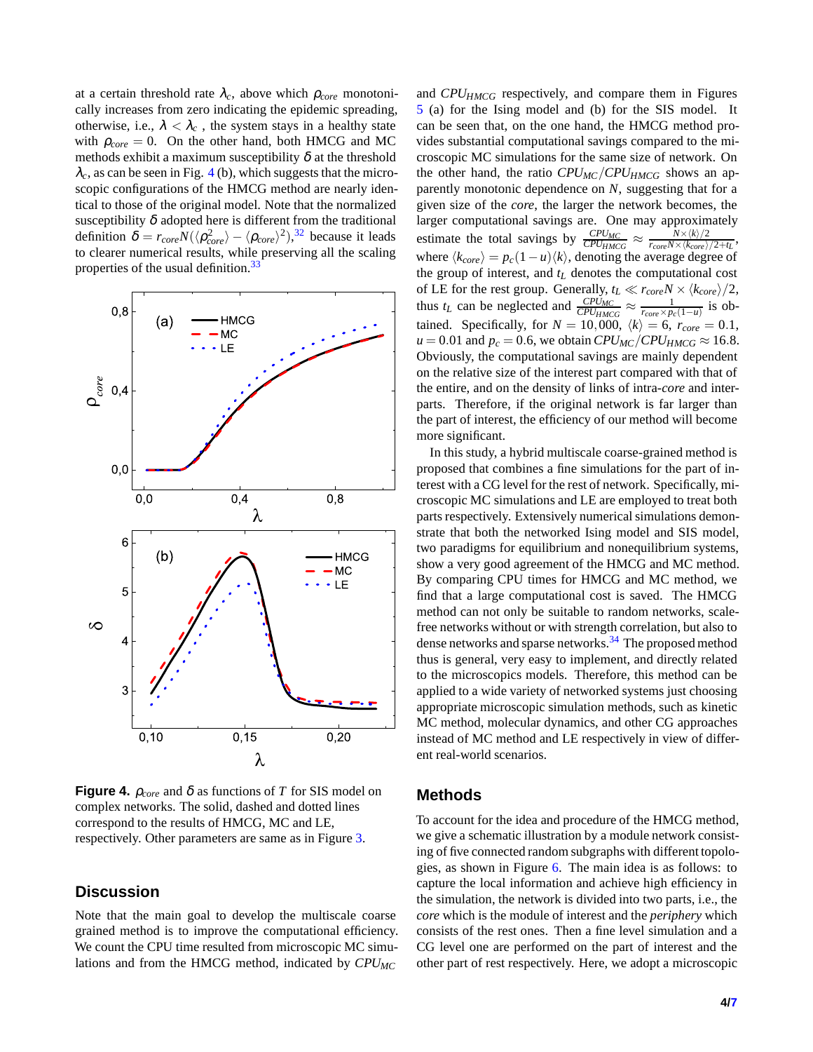at a certain threshold rate $\lambda_c$, above which $\rho_{core}$ monotonically increases from zero indicating the epidemic spreading, otherwise, i.e., $\lambda < \lambda_c$ , the system stays in a healthy state with $\rho_{core} = 0$. On the other hand, both HMCG and MC methods exhibit a maximum susceptibility $\delta$ at the threshold $\lambda_c$, as can be seen in Fig. 4 (b), which suggests that the microscopic configurations of the HMCG method are nearly identical to those of the original model. Note that the normalized susceptibility $\delta$ adopted here is different from the traditional definition $\delta = r_{core}N(\langle \rho_{core}^2 \rangle - \langle \rho_{core} \rangle^2)$,[32] because it leads to clearer numerical results, while preserving all the scaling properties of the usual definition.[33]

**Figure 4.** $\rho_{core}$ and $\delta$ as functions of $T$ for SIS model on complex networks. The solid, dashed and dotted lines correspond to the results of HMCG, MC and LE, respectively. Other parameters are same as in Figure 3.

## Discussion

Note that the main goal to develop the multiscale coarse grained method is to improve the computational efficiency. We count the CPU time resulted from microscopic MC simulations and from the HMCG method, indicated by $CPU_{MC}$ and $CPU_{HMCG}$ respectively, and compare them in Figures 5 (a) for the Ising model and (b) for the SIS model. It can be seen that, on the one hand, the HMCG method provides substantial computational savings compared to the microscopic MC simulations for the same size of network. On the other hand, the ratio $CPU_{MC}/CPU_{HMCG}$ shows an apparently monotonic dependence on $N$, suggesting that for a given size of the *core*, the larger the network becomes, the larger computational savings are. One may approximately estimate the total savings by $\frac{CPU_{MC}}{CPU_{HMCG}} \approx \frac{N \times \langle k \rangle /2}{r_{core} N \times \langle k_{core} \rangle /2 + t_L}$, where $\langle k_{core} \rangle = p_c(1-u)\langle k \rangle$, denoting the average degree of the group of interest, and $t_L$ denotes the computational cost of LE for the rest group. Generally, $t_L \ll r_{core} N \times \langle k_{core} \rangle /2$, thus $t_L$ can be neglected and $\frac{CPU_{MC}}{CPU_{HMCG}} \approx \frac{1}{r_{core} \times p_c(1-u)}$ is obtained. Specifically, for $N = 10,000$, $\langle k \rangle = 6$, $r_{core} = 0.1$, $u = 0.01$ and $p_c = 0.6$, we obtain $CPU_{MC}/CPU_{HMCG} \approx 16.8$. Obviously, the computational savings are mainly dependent on the relative size of the interest part compared with that of the entire, and on the density of links of intra-*core* and inter-parts. Therefore, if the original network is far larger than the part of interest, the efficiency of our method will become more significant.

In this study, a hybrid multiscale coarse-grained method is proposed that combines a fine simulations for the part of interest with a CG level for the rest of network. Specifically, microscopic MC simulations and LE are employed to treat both parts respectively. Extensively numerical simulations demonstrate that both the networked Ising model and SIS model, two paradigms for equilibrium and nonequilibrium systems, show a very good agreement of the HMCG and MC method. By comparing CPU times for HMCG and MC method, we find that a large computational cost is saved. The HMCG method can not only be suitable to random networks, scale-free networks without or with strength correlation, but also to dense networks and sparse networks.[34] The proposed method thus is general, very easy to implement, and directly related to the microscopics models. Therefore, this method can be applied to a wide variety of networked systems just choosing appropriate microscopic simulation methods, such as kinetic MC method, molecular dynamics, and other CG approaches instead of MC method and LE respectively in view of different real-world scenarios.

## Methods

To account for the idea and procedure of the HMCG method, we give a schematic illustration by a module network consisting of five connected random subgraphs with different topologies, as shown in Figure 6. The main idea is as follows: to capture the local information and achieve high efficiency in the simulation, the network is divided into two parts, i.e., the *core* which is the module of interest and the *periphery* which consists of the rest ones. Then a fine level simulation and a CG level one are performed on the part of interest and the other part of rest respectively. Here, we adopt a microscopic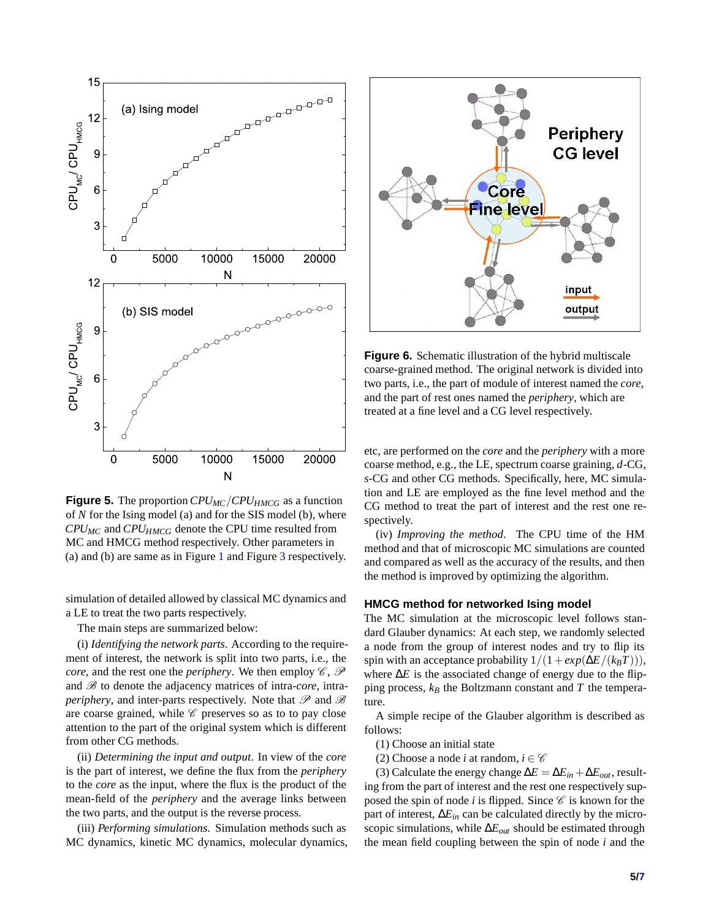**Figure 5.** The proportion $CPU_{MC}/CPU_{HMCG}$ as a function of $N$ for the Ising model (a) and for the SIS model (b), where $CPU_{MC}$ and $CPU_{HMCG}$ denote the CPU time resulted from MC and HMCG method respectively. Other parameters in (a) and (b) are same as in Figure 1 and Figure 3 respectively.

simulation of detailed allowed by classical MC dynamics and a LE to treat the two parts respectively.

The main steps are summarized below:

(i) *Identifying the network parts.* According to the requirement of interest, the network is split into two parts, i.e., the *core*, and the rest one the *periphery*. We then employ $\mathscr{C}$, $\mathscr{P}$ and $\mathscr{B}$ to denote the adjacency matrices of intra-*core*, intra-*periphery*, and inter-parts respectively. Note that $\mathscr{P}$ and $\mathscr{B}$ are coarse grained, while $\mathscr{C}$ preserves so as to pay close attention to the part of the original system which is different from other CG methods.

(ii) *Determining the input and output.* In view of the *core* is the part of interest, we define the flux from the *periphery* to the *core* as the input, where the flux is the product of the mean-field of the *periphery* and the average links between the two parts, and the output is the reverse process.

(iii) *Performing simulations.* Simulation methods such as MC dynamics, kinetic MC dynamics, molecular dynamics, etc, are performed on the *core* and the *periphery* with a more coarse method, e.g., the LE, spectrum coarse graining, *d*-CG, *s*-CG and other CG methods. Specifically, here, MC simulation and LE are employed as the fine level method and the CG method to treat the part of interest and the rest one respectively.

(iv) *Improving the method.* The CPU time of the HM method and that of microscopic MC simulations are counted and compared as well as the accuracy of the results, and then the method is improved by optimizing the algorithm.

**Figure 6.** Schematic illustration of the hybrid multiscale coarse-grained method. The original network is divided into two parts, i.e., the part of module of interest named the *core*, and the part of rest ones named the *periphery*, which are treated at a fine level and a CG level respectively.

### HMCG method for networked Ising model

The MC simulation at the microscopic level follows standard Glauber dynamics: At each step, we randomly selected a node from the group of interest nodes and try to flip its spin with an acceptance probability $1/(1+exp(\Delta E/(k_B T)))$, where $\Delta E$ is the associated change of energy due to the flipping process, $k_B$ the Boltzmann constant and $T$ the temperature.

A simple recipe of the Glauber algorithm is described as follows:

(1) Choose an initial state

(2) Choose a node $i$ at random, $i \in \mathscr{C}$

(3) Calculate the energy change $\Delta E = \Delta E_{in} + \Delta E_{out}$, resulting from the part of interest and the rest one respectively supposed the spin of node $i$ is flipped. Since $\mathscr{C}$ is known for the part of interest, $\Delta E_{in}$ can be calculated directly by the microscopic simulations, while $\Delta E_{out}$ should be estimated through the mean field coupling between the spin of node $i$ and the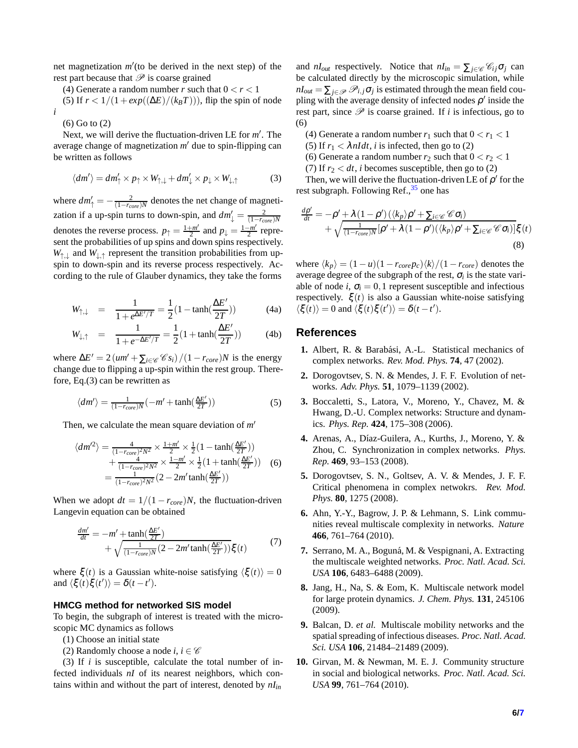net magnetization $m'$(to be derived in the next step) of the rest part because that $\mathscr{P}$ is coarse grained

(4) Generate a random number $r$ such that $0 < r < 1$

(5) If $r < 1/(1+exp((\Delta E)/(k_B T)))$, flip the spin of node $i$

(6) Go to (2)

Next, we will derive the fluctuation-driven LE for $m'$. The average change of magnetization $m'$ due to spin-flipping can be written as follows

$$\langle dm' \rangle = dm'_{\uparrow} \times p_{\uparrow} \times W_{\uparrow,\downarrow} + dm'_{\downarrow} \times p_{\downarrow} \times W_{\downarrow,\uparrow} \tag{3}$$

where $dm'_{\uparrow} = -\frac{2}{(1-r_{core})N}$ denotes the net change of magnetization if a up-spin turns to down-spin, and $dm'_{\downarrow} = \frac{2}{(1-r_{core})N}$ denotes the reverse process. $p_{\uparrow} = \frac{1+m'}{2}$ and $p_{\downarrow} = \frac{1-m'}{2}$ represent the probabilities of up spins and down spins respectively. $W_{\uparrow,\downarrow}$ and $W_{\downarrow,\uparrow}$ represent the transition probabilities from up-spin to down-spin and its reverse process respectively. According to the rule of Glauber dynamics, they take the forms

$$W_{\uparrow,\downarrow} = \frac{1}{1+e^{\Delta E'/T}} = \frac{1}{2}(1-\tanh(\frac{\Delta E'}{2T})) \tag{4a}$$

$$W_{\downarrow,\uparrow} = \frac{1}{1+e^{-\Delta E'/T}} = \frac{1}{2}(1+\tanh(\frac{\Delta E'}{2T})) \tag{4b}$$

where $\Delta E' = 2\left(um' + \sum_{i\in\mathscr{C}} \mathscr{C} s_i\right)/(1-r_{core})N$ is the energy change due to flipping a up-spin within the rest group. Therefore, Eq.(3) can be rewritten as

$$\langle dm' \rangle = \frac{1}{(1-r_{core})N}(-m' + \tanh(\frac{\Delta E'}{2T})) \tag{5}$$

Then, we calculate the mean square deviation of $m'$

$$\begin{aligned}\langle dm'^2 \rangle &= \frac{4}{(1-r_{core})^2N^2} \times \frac{1+m'}{2} \times \frac{1}{2}(1-\tanh(\frac{\Delta E'}{2T})) \\ &+ \frac{4}{(1-r_{core})^2N^2} \times \frac{1-m'}{2} \times \frac{1}{2}(1+\tanh(\frac{\Delta E'}{2T})) \\ &= \frac{1}{(1-r_{core})^2N^2}(2 - 2m'\tanh(\frac{\Delta E'}{2T}))\end{aligned} \tag{6}$$

When we adopt $dt = 1/(1-r_{core})N$, the fluctuation-driven Langevin equation can be obtained

$$\begin{aligned}\frac{dm'}{dt} &= -m' + \tanh(\frac{\Delta E'}{2T}) \\ &+ \sqrt{\frac{1}{(1-r_{core})N}(2 - 2m'\tanh(\frac{\Delta E'}{2T}))}\,\xi(t)\end{aligned} \tag{7}$$

where $\xi(t)$ is a Gaussian white-noise satisfying $\langle \xi(t) \rangle = 0$ and $\langle \xi(t)\xi(t') \rangle = \delta(t-t')$.

### HMCG method for networked SIS model

To begin, the subgraph of interest is treated with the microscopic MC dynamics as follows

(1) Choose an initial state

(2) Randomly choose a node $i$, $i \in \mathscr{C}$

(3) If $i$ is susceptible, calculate the total number of infected individuals $nI$ of its nearest neighbors, which contains within and without the part of interest, denoted by $nI_{in}$ and $nI_{out}$ respectively. Notice that $nI_{in} = \sum_{j\in\mathscr{C}} \mathscr{C}_{ij}\sigma_j$ can be calculated directly by the microscopic simulation, while $nI_{out} = \sum_{j\in\mathscr{P}} \mathscr{P}_{i,j}\sigma_j$ is estimated through the mean field coupling with the average density of infected nodes $\rho'$ inside the rest part, since $\mathscr{P}$ is coarse grained. If $i$ is infectious, go to (6)

(4) Generate a random number $r_1$ such that $0 < r_1 < 1$

(5) If $r_1 < \lambda nIdt$, $i$ is infected, then go to (2)

(6) Generate a random number $r_2$ such that $0 < r_2 < 1$

(7) If $r_2 < dt$, $i$ becomes susceptible, then go to (2)

Then, we will derive the fluctuation-driven LE of $\rho'$ for the rest subgraph. Following Ref.,[35] one has

$$\begin{aligned}\frac{d\rho'}{dt} &= -\rho' + \lambda(1-\rho')\left(\langle k_p \rangle \rho' + \textstyle\sum_{i\in\mathscr{C}} \mathscr{C}\sigma_i\right) \\ &+ \sqrt{\frac{1}{(1-r_{core})N}[\rho' + \lambda(1-\rho')(\langle k_p \rangle \rho' + \textstyle\sum_{i\in\mathscr{C}} \mathscr{C}\sigma_i)]}\,\xi(t)\end{aligned} \tag{8}$$

where $\langle k_p \rangle = (1-u)(1-r_{core}p_c)\langle k \rangle/(1-r_{core})$ denotes the average degree of the subgraph of the rest, $\sigma_i$ is the state variable of node $i$, $\sigma_i = 0, 1$ represent susceptible and infectious respectively. $\xi(t)$ is also a Gaussian white-noise satisfying $\langle \xi(t) \rangle = 0$ and $\langle \xi(t)\xi(t') \rangle = \delta(t-t')$.

## References

1. Albert, R. & Barabási, A.-L. Statistical mechanics of complex networks. *Rev. Mod. Phys.* **74**, 47 (2002).
2. Dorogovtsev, S. N. & Mendes, J. F. F. Evolution of networks. *Adv. Phys.* **51**, 1079–1139 (2002).
3. Boccaletti, S., Latora, V., Moreno, Y., Chavez, M. & Hwang, D.-U. Complex networks: Structure and dynamics. *Phys. Rep.* **424**, 175–308 (2006).
4. Arenas, A., Díaz-Guilera, A., Kurths, J., Moreno, Y. & Zhou, C. Synchronization in complex networks. *Phys. Rep.* **469**, 93–153 (2008).
5. Dorogovtsev, S. N., Goltsev, A. V. & Mendes, J. F. F. Critical phenomena in complex netwokrs. *Rev. Mod. Phys.* **80**, 1275 (2008).
6. Ahn, Y.-Y., Bagrow, J. P. & Lehmann, S. Link communities reveal multiscale complexity in networks. *Nature* **466**, 761–764 (2010).
7. Serrano, M. A., Boguná, M. & Vespignani, A. Extracting the multiscale weighted networks. *Proc. Natl. Acad. Sci. USA* **106**, 6483–6488 (2009).
8. Jang, H., Na, S. & Eom, K. Multiscale network model for large protein dynamics. *J. Chem. Phys.* **131**, 245106 (2009).
9. Balcan, D. *et al.* Multiscale mobility networks and the spatial spreading of infectious diseases. *Proc. Natl. Acad. Sci. USA* **106**, 21484–21489 (2009).
10. Girvan, M. & Newman, M. E. J. Community structure in social and biological networks. *Proc. Natl. Acad. Sci. USA* **99**, 761–764 (2010).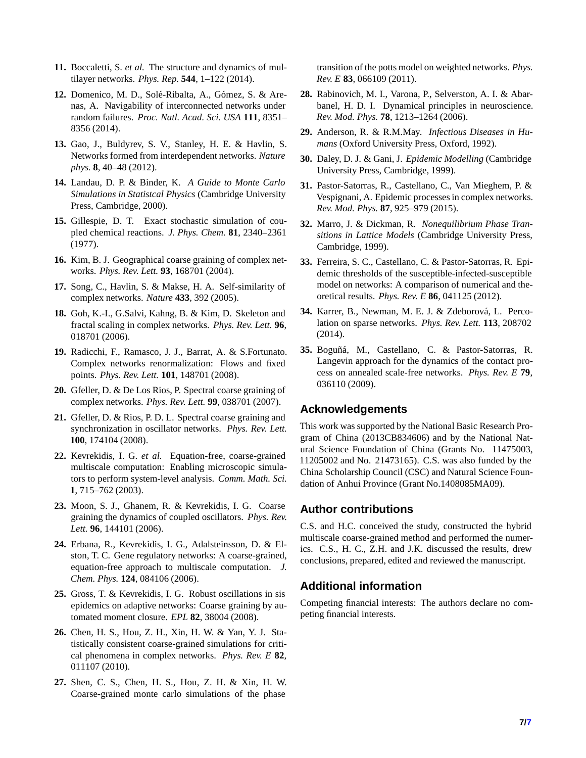11. Boccaletti, S. *et al.* The structure and dynamics of multilayer networks. *Phys. Rep.* **544**, 1–122 (2014).

12. Domenico, M. D., Solé-Ribalta, A., Gómez, S. & Arenas, A. Navigability of interconnected networks under random failures. *Proc. Natl. Acad. Sci. USA* **111**, 8351–8356 (2014).

13. Gao, J., Buldyrev, S. V., Stanley, H. E. & Havlin, S. Networks formed from interdependent networks. *Nature phys.* **8**, 40–48 (2012).

14. Landau, D. P. & Binder, K. *A Guide to Monte Carlo Simulations in Statistcal Physics* (Cambridge University Press, Cambridge, 2000).

15. Gillespie, D. T. Exact stochastic simulation of coupled chemical reactions. *J. Phys. Chem.* **81**, 2340–2361 (1977).

16. Kim, B. J. Geographical coarse graining of complex networks. *Phys. Rev. Lett.* **93**, 168701 (2004).

17. Song, C., Havlin, S. & Makse, H. A. Self-similarity of complex networks. *Nature* **433**, 392 (2005).

18. Goh, K.-I., G.Salvi, Kahng, B. & Kim, D. Skeleton and fractal scaling in complex networks. *Phys. Rev. Lett.* **96**, 018701 (2006).

19. Radicchi, F., Ramasco, J. J., Barrat, A. & S.Fortunato. Complex networks renormalization: Flows and fixed points. *Phys. Rev. Lett.* **101**, 148701 (2008).

20. Gfeller, D. & De Los Rios, P. Spectral coarse graining of complex networks. *Phys. Rev. Lett.* **99**, 038701 (2007).

21. Gfeller, D. & Rios, P. D. L. Spectral coarse graining and synchronization in oscillator networks. *Phys. Rev. Lett.* **100**, 174104 (2008).

22. Kevrekidis, I. G. *et al.* Equation-free, coarse-grained multiscale computation: Enabling microscopic simulators to perform system-level analysis. *Comm. Math. Sci.* **1**, 715–762 (2003).

23. Moon, S. J., Ghanem, R. & Kevrekidis, I. G. Coarse graining the dynamics of coupled oscillators. *Phys. Rev. Lett.* **96**, 144101 (2006).

24. Erbana, R., Kevrekidis, I. G., Adalsteinsson, D. & Elston, T. C. Gene regulatory networks: A coarse-grained, equation-free approach to multiscale computation. *J. Chem. Phys.* **124**, 084106 (2006).

25. Gross, T. & Kevrekidis, I. G. Robust oscillations in sis epidemics on adaptive networks: Coarse graining by automated moment closure. *EPL* **82**, 38004 (2008).

26. Chen, H. S., Hou, Z. H., Xin, H. W. & Yan, Y. J. Statistically consistent coarse-grained simulations for critical phenomena in complex networks. *Phys. Rev. E* **82**, 011107 (2010).

27. Shen, C. S., Chen, H. S., Hou, Z. H. & Xin, H. W. Coarse-grained monte carlo simulations of the phase transition of the potts model on weighted networks. *Phys. Rev. E* **83**, 066109 (2011).

28. Rabinovich, M. I., Varona, P., Selverston, A. I. & Abarbanel, H. D. I. Dynamical principles in neuroscience. *Rev. Mod. Phys.* **78**, 1213–1264 (2006).

29. Anderson, R. & R.M.May. *Infectious Diseases in Humans* (Oxford University Press, Oxford, 1992).

30. Daley, D. J. & Gani, J. *Epidemic Modelling* (Cambridge University Press, Cambridge, 1999).

31. Pastor-Satorras, R., Castellano, C., Van Mieghem, P. & Vespignani, A. Epidemic processes in complex networks. *Rev. Mod. Phys.* **87**, 925–979 (2015).

32. Marro, J. & Dickman, R. *Nonequilibrium Phase Transitions in Lattice Models* (Cambridge University Press, Cambridge, 1999).

33. Ferreira, S. C., Castellano, C. & Pastor-Satorras, R. Epidemic thresholds of the susceptible-infected-susceptible model on networks: A comparison of numerical and theoretical results. *Phys. Rev. E* **86**, 041125 (2012).

34. Karrer, B., Newman, M. E. J. & Zdeborová, L. Percolation on sparse networks. *Phys. Rev. Lett.* **113**, 208702 (2014).

35. Boguñá, M., Castellano, C. & Pastor-Satorras, R. Langevin approach for the dynamics of the contact process on annealed scale-free networks. *Phys. Rev. E* **79**, 036110 (2009).

## Acknowledgements

This work was supported by the National Basic Research Program of China (2013CB834606) and by the National Natural Science Foundation of China (Grants No. 11475003, 11205002 and No. 21473165). C.S. was also funded by the China Scholarship Council (CSC) and Natural Science Foundation of Anhui Province (Grant No.1408085MA09).

## Author contributions

C.S. and H.C. conceived the study, constructed the hybrid multiscale coarse-grained method and performed the numerics. C.S., H. C., Z.H. and J.K. discussed the results, drew conclusions, prepared, edited and reviewed the manuscript.

## Additional information

Competing financial interests: The authors declare no competing financial interests.